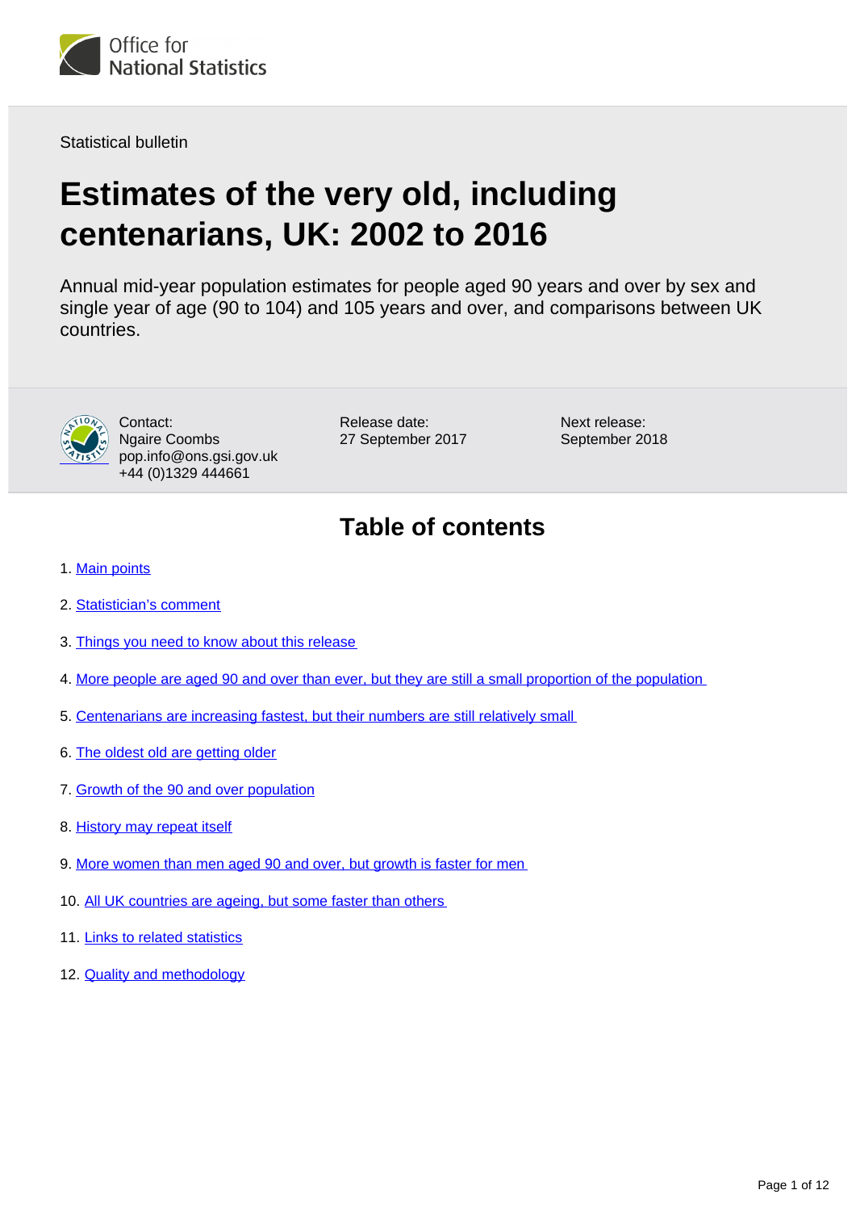Statistical bulletin

# Estimates of the very old, including centenarians, UK: 2002 to 2016

Annual mid-year population estimates for people aged 90 years and over by sex and single year of age (90 to 104) and 105 years and over, and comparisons between UK countries.

Contact:
Ngaire Coombs
pop.info@ons.gsi.gov.uk
+44 (0)1329 444661

Release date:
27 September 2017

Next release:
September 2018

## Table of contents

1. Main points
2. Statistician's comment
3. Things you need to know about this release
4. More people are aged 90 and over than ever, but they are still a small proportion of the population
5. Centenarians are increasing fastest, but their numbers are still relatively small
6. The oldest old are getting older
7. Growth of the 90 and over population
8. History may repeat itself
9. More women than men aged 90 and over, but growth is faster for men
10. All UK countries are ageing, but some faster than others
11. Links to related statistics
12. Quality and methodology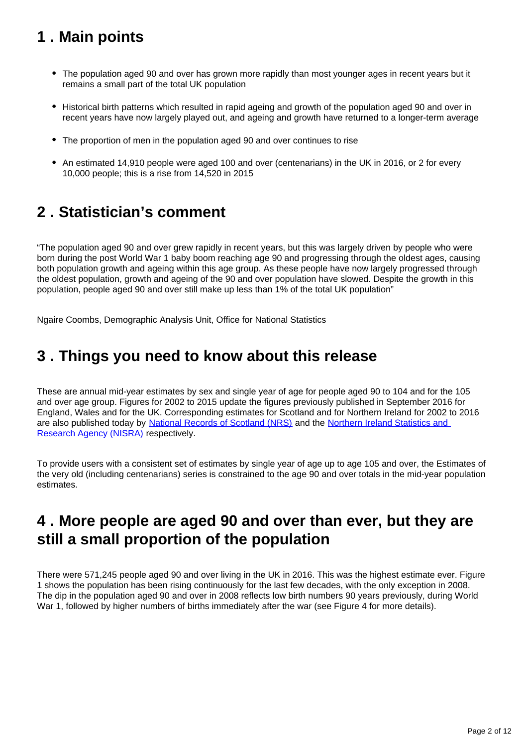## 1 . Main points

- The population aged 90 and over has grown more rapidly than most younger ages in recent years but it remains a small part of the total UK population
- Historical birth patterns which resulted in rapid ageing and growth of the population aged 90 and over in recent years have now largely played out, and ageing and growth have returned to a longer-term average
- The proportion of men in the population aged 90 and over continues to rise
- An estimated 14,910 people were aged 100 and over (centenarians) in the UK in 2016, or 2 for every 10,000 people; this is a rise from 14,520 in 2015

## 2 . Statistician's comment

"The population aged 90 and over grew rapidly in recent years, but this was largely driven by people who were born during the post World War 1 baby boom reaching age 90 and progressing through the oldest ages, causing both population growth and ageing within this age group. As these people have now largely progressed through the oldest population, growth and ageing of the 90 and over population have slowed. Despite the growth in this population, people aged 90 and over still make up less than 1% of the total UK population"

Ngaire Coombs, Demographic Analysis Unit, Office for National Statistics

## 3 . Things you need to know about this release

These are annual mid-year estimates by sex and single year of age for people aged 90 to 104 and for the 105 and over age group. Figures for 2002 to 2015 update the figures previously published in September 2016 for England, Wales and for the UK. Corresponding estimates for Scotland and for Northern Ireland for 2002 to 2016 are also published today by National Records of Scotland (NRS) and the Northern Ireland Statistics and Research Agency (NISRA) respectively.

To provide users with a consistent set of estimates by single year of age up to age 105 and over, the Estimates of the very old (including centenarians) series is constrained to the age 90 and over totals in the mid-year population estimates.

## 4 . More people are aged 90 and over than ever, but they are still a small proportion of the population

There were 571,245 people aged 90 and over living in the UK in 2016. This was the highest estimate ever. Figure 1 shows the population has been rising continuously for the last few decades, with the only exception in 2008. The dip in the population aged 90 and over in 2008 reflects low birth numbers 90 years previously, during World War 1, followed by higher numbers of births immediately after the war (see Figure 4 for more details).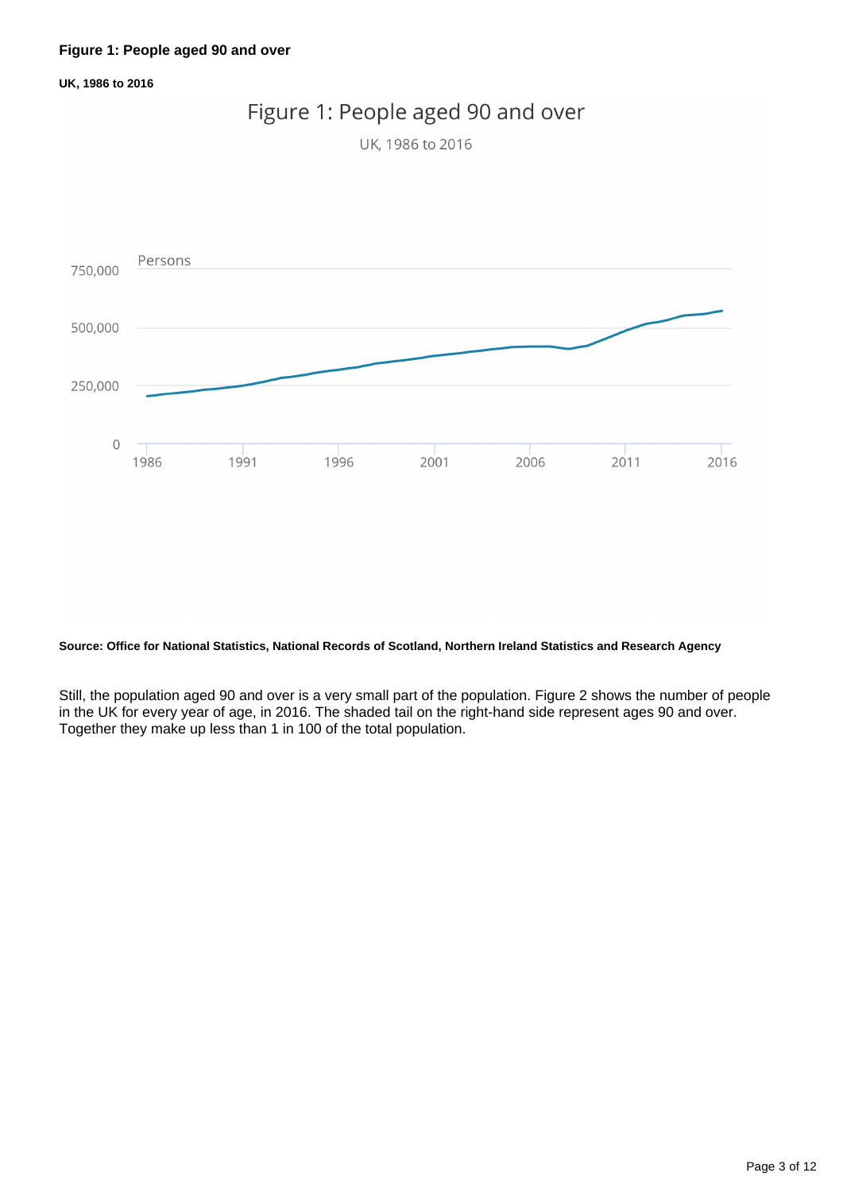**Figure 1: People aged 90 and over**

**UK, 1986 to 2016**

**Source: Office for National Statistics, National Records of Scotland, Northern Ireland Statistics and Research Agency**

Still, the population aged 90 and over is a very small part of the population. Figure 2 shows the number of people in the UK for every year of age, in 2016. The shaded tail on the right-hand side represent ages 90 and over. Together they make up less than 1 in 100 of the total population.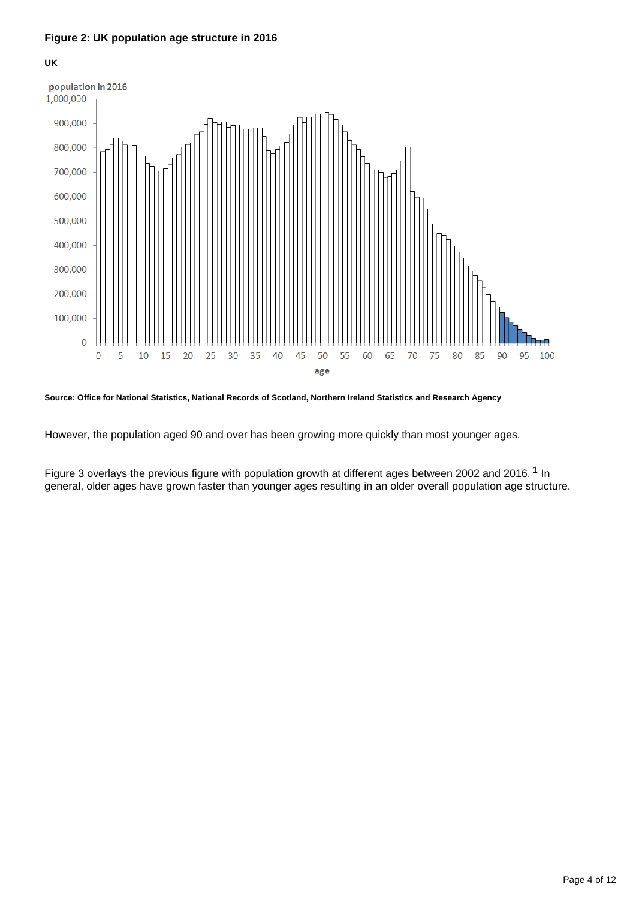**Figure 2: UK population age structure in 2016**

**UK**

population in 2016

**Source: Office for National Statistics, National Records of Scotland, Northern Ireland Statistics and Research Agency**

However, the population aged 90 and over has been growing more quickly than most younger ages.

Figure 3 overlays the previous figure with population growth at different ages between 2002 and 2016. [1] In general, older ages have grown faster than younger ages resulting in an older overall population age structure.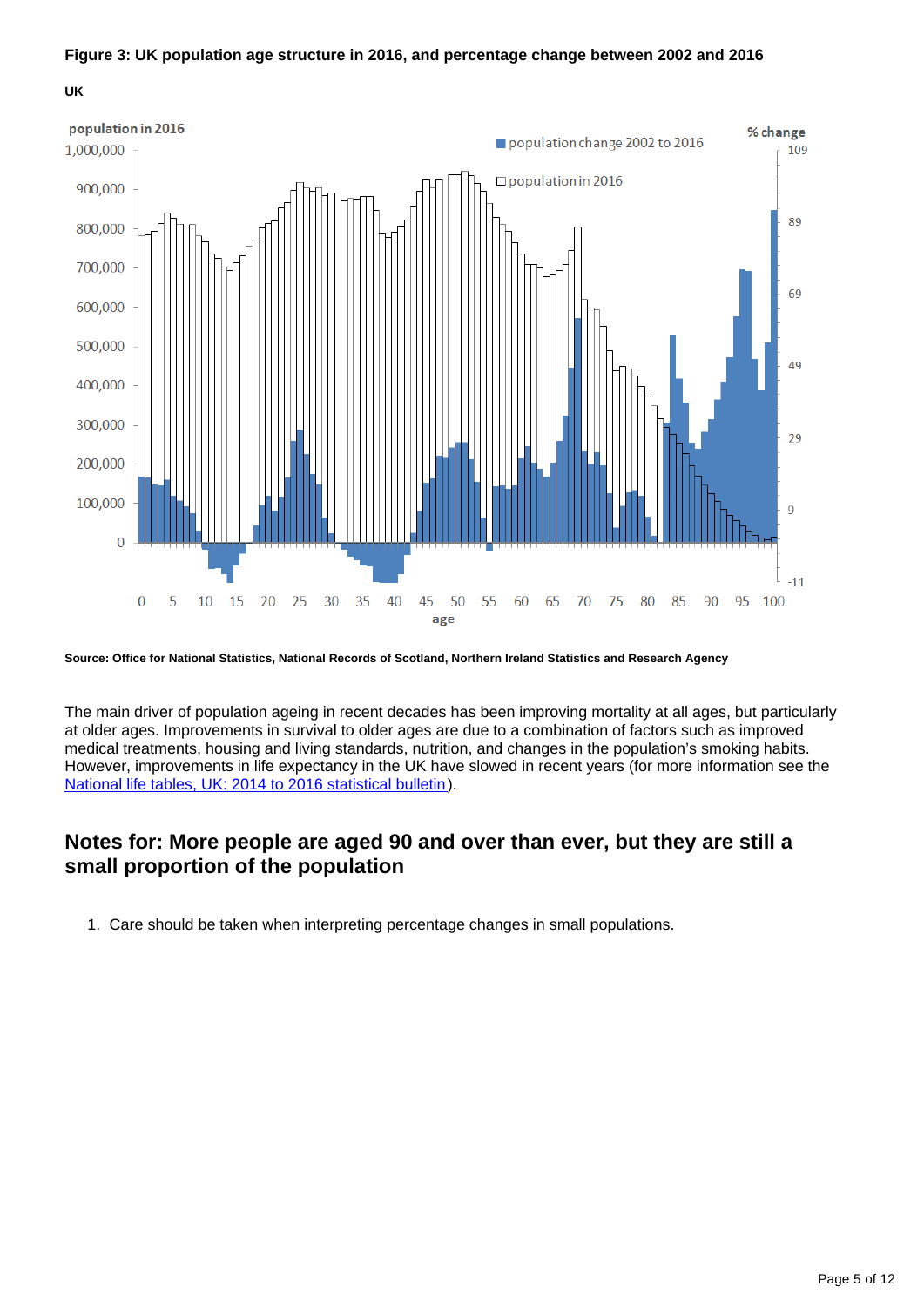**Figure 3: UK population age structure in 2016, and percentage change between 2002 and 2016**

**UK**

**Source: Office for National Statistics, National Records of Scotland, Northern Ireland Statistics and Research Agency**

The main driver of population ageing in recent decades has been improving mortality at all ages, but particularly at older ages. Improvements in survival to older ages are due to a combination of factors such as improved medical treatments, housing and living standards, nutrition, and changes in the population's smoking habits. However, improvements in life expectancy in the UK have slowed in recent years (for more information see the National life tables, UK: 2014 to 2016 statistical bulletin).

## Notes for: More people are aged 90 and over than ever, but they are still a small proportion of the population

1. Care should be taken when interpreting percentage changes in small populations.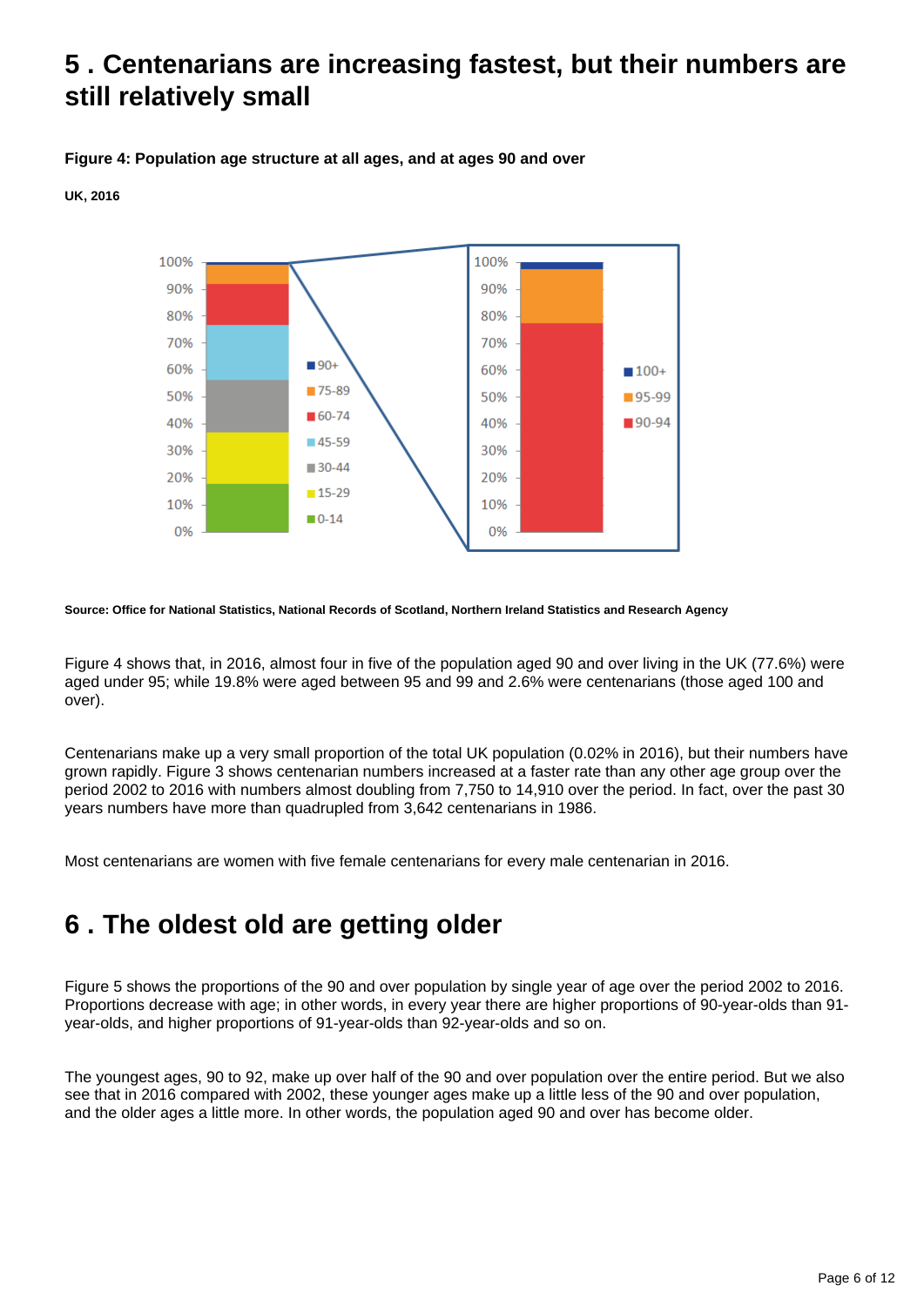## 5 . Centenarians are increasing fastest, but their numbers are still relatively small

**Figure 4: Population age structure at all ages, and at ages 90 and over**

**UK, 2016**

**Source: Office for National Statistics, National Records of Scotland, Northern Ireland Statistics and Research Agency**

Figure 4 shows that, in 2016, almost four in five of the population aged 90 and over living in the UK (77.6%) were aged under 95; while 19.8% were aged between 95 and 99 and 2.6% were centenarians (those aged 100 and over).

Centenarians make up a very small proportion of the total UK population (0.02% in 2016), but their numbers have grown rapidly. Figure 3 shows centenarian numbers increased at a faster rate than any other age group over the period 2002 to 2016 with numbers almost doubling from 7,750 to 14,910 over the period. In fact, over the past 30 years numbers have more than quadrupled from 3,642 centenarians in 1986.

Most centenarians are women with five female centenarians for every male centenarian in 2016.

## 6 . The oldest old are getting older

Figure 5 shows the proportions of the 90 and over population by single year of age over the period 2002 to 2016. Proportions decrease with age; in other words, in every year there are higher proportions of 90-year-olds than 91-year-olds, and higher proportions of 91-year-olds than 92-year-olds and so on.

The youngest ages, 90 to 92, make up over half of the 90 and over population over the entire period. But we also see that in 2016 compared with 2002, these younger ages make up a little less of the 90 and over population, and the older ages a little more. In other words, the population aged 90 and over has become older.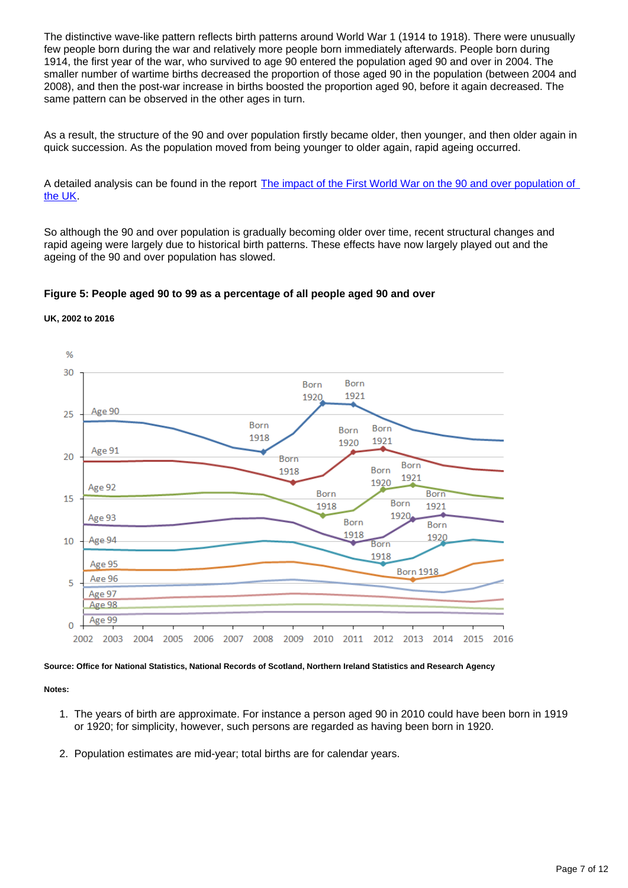The distinctive wave-like pattern reflects birth patterns around World War 1 (1914 to 1918). There were unusually few people born during the war and relatively more people born immediately afterwards. People born during 1914, the first year of the war, who survived to age 90 entered the population aged 90 and over in 2004. The smaller number of wartime births decreased the proportion of those aged 90 in the population (between 2004 and 2008), and then the post-war increase in births boosted the proportion aged 90, before it again decreased. The same pattern can be observed in the other ages in turn.

As a result, the structure of the 90 and over population firstly became older, then younger, and then older again in quick succession. As the population moved from being younger to older again, rapid ageing occurred.

A detailed analysis can be found in the report [The impact of the First World War on the 90 and over population of the UK](#).

So although the 90 and over population is gradually becoming older over time, recent structural changes and rapid ageing were largely due to historical birth patterns. These effects have now largely played out and the ageing of the 90 and over population has slowed.

**Figure 5: People aged 90 to 99 as a percentage of all people aged 90 and over**

**UK, 2002 to 2016**

**Source: Office for National Statistics, National Records of Scotland, Northern Ireland Statistics and Research Agency**

**Notes:**

1. The years of birth are approximate. For instance a person aged 90 in 2010 could have been born in 1919 or 1920; for simplicity, however, such persons are regarded as having been born in 1920.
2. Population estimates are mid-year; total births are for calendar years.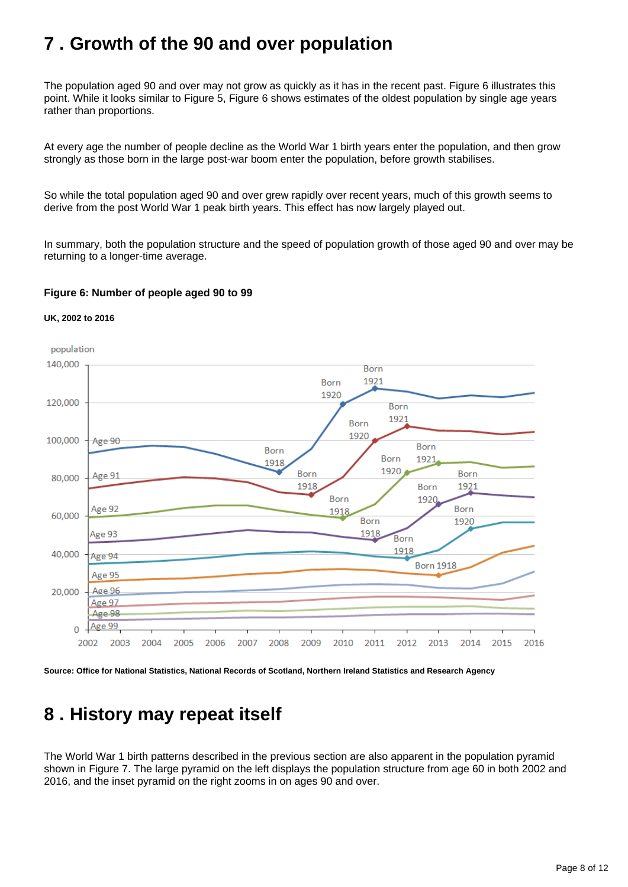## 7 . Growth of the 90 and over population

The population aged 90 and over may not grow as quickly as it has in the recent past. Figure 6 illustrates this point. While it looks similar to Figure 5, Figure 6 shows estimates of the oldest population by single age years rather than proportions.

At every age the number of people decline as the World War 1 birth years enter the population, and then grow strongly as those born in the large post-war boom enter the population, before growth stabilises.

So while the total population aged 90 and over grew rapidly over recent years, much of this growth seems to derive from the post World War 1 peak birth years. This effect has now largely played out.

In summary, both the population structure and the speed of population growth of those aged 90 and over may be returning to a longer-time average.

**Figure 6: Number of people aged 90 to 99**

**UK, 2002 to 2016**

**Source: Office for National Statistics, National Records of Scotland, Northern Ireland Statistics and Research Agency**

## 8 . History may repeat itself

The World War 1 birth patterns described in the previous section are also apparent in the population pyramid shown in Figure 7. The large pyramid on the left displays the population structure from age 60 in both 2002 and 2016, and the inset pyramid on the right zooms in on ages 90 and over.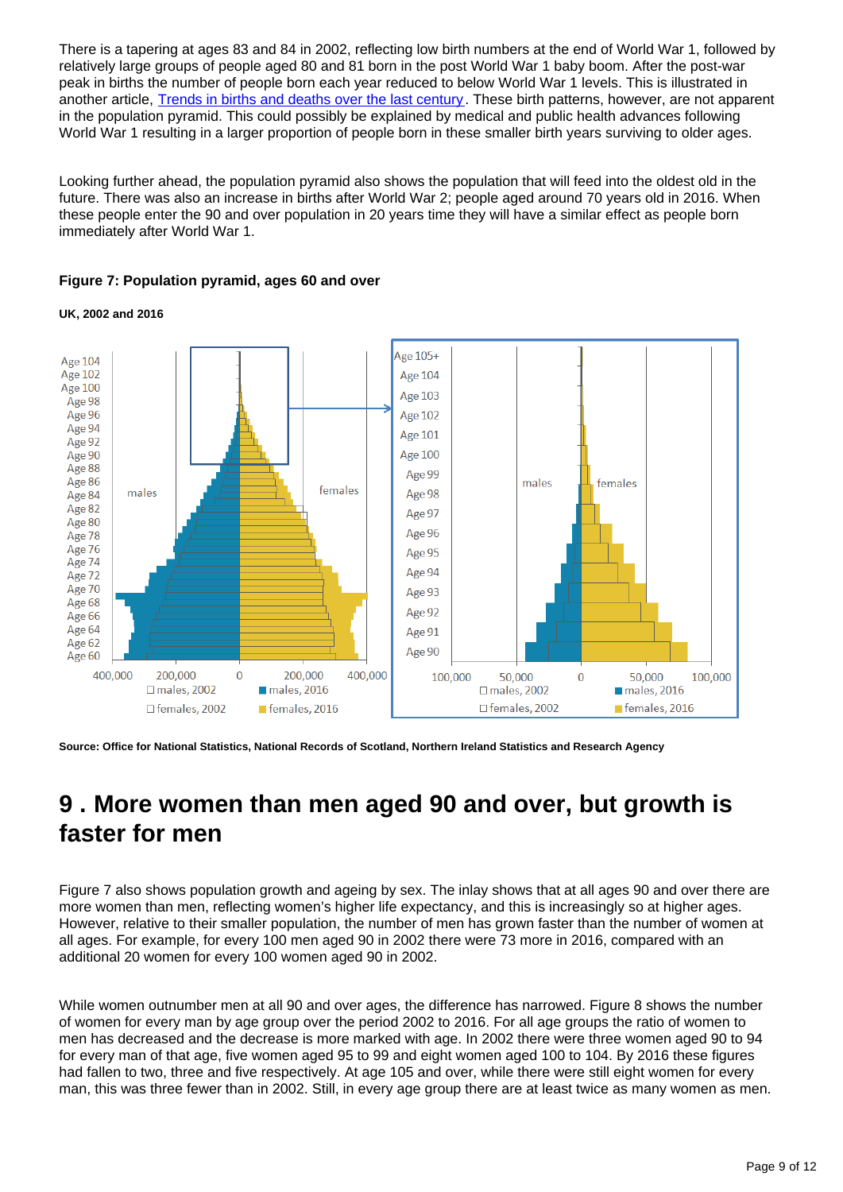There is a tapering at ages 83 and 84 in 2002, reflecting low birth numbers at the end of World War 1, followed by relatively large groups of people aged 80 and 81 born in the post World War 1 baby boom. After the post-war peak in births the number of people born each year reduced to below World War 1 levels. This is illustrated in another article, [Trends in births and deaths over the last century](). These birth patterns, however, are not apparent in the population pyramid. This could possibly be explained by medical and public health advances following World War 1 resulting in a larger proportion of people born in these smaller birth years surviving to older ages.

Looking further ahead, the population pyramid also shows the population that will feed into the oldest old in the future. There was also an increase in births after World War 2; people aged around 70 years old in 2016. When these people enter the 90 and over population in 20 years time they will have a similar effect as people born immediately after World War 1.

**Figure 7: Population pyramid, ages 60 and over**

**UK, 2002 and 2016**

**Source: Office for National Statistics, National Records of Scotland, Northern Ireland Statistics and Research Agency**

# 9 . More women than men aged 90 and over, but growth is faster for men

Figure 7 also shows population growth and ageing by sex. The inlay shows that at all ages 90 and over there are more women than men, reflecting women's higher life expectancy, and this is increasingly so at higher ages. However, relative to their smaller population, the number of men has grown faster than the number of women at all ages. For example, for every 100 men aged 90 in 2002 there were 73 more in 2016, compared with an additional 20 women for every 100 women aged 90 in 2002.

While women outnumber men at all 90 and over ages, the difference has narrowed. Figure 8 shows the number of women for every man by age group over the period 2002 to 2016. For all age groups the ratio of women to men has decreased and the decrease is more marked with age. In 2002 there were three women aged 90 to 94 for every man of that age, five women aged 95 to 99 and eight women aged 100 to 104. By 2016 these figures had fallen to two, three and five respectively. At age 105 and over, while there were still eight women for every man, this was three fewer than in 2002. Still, in every age group there are at least twice as many women as men.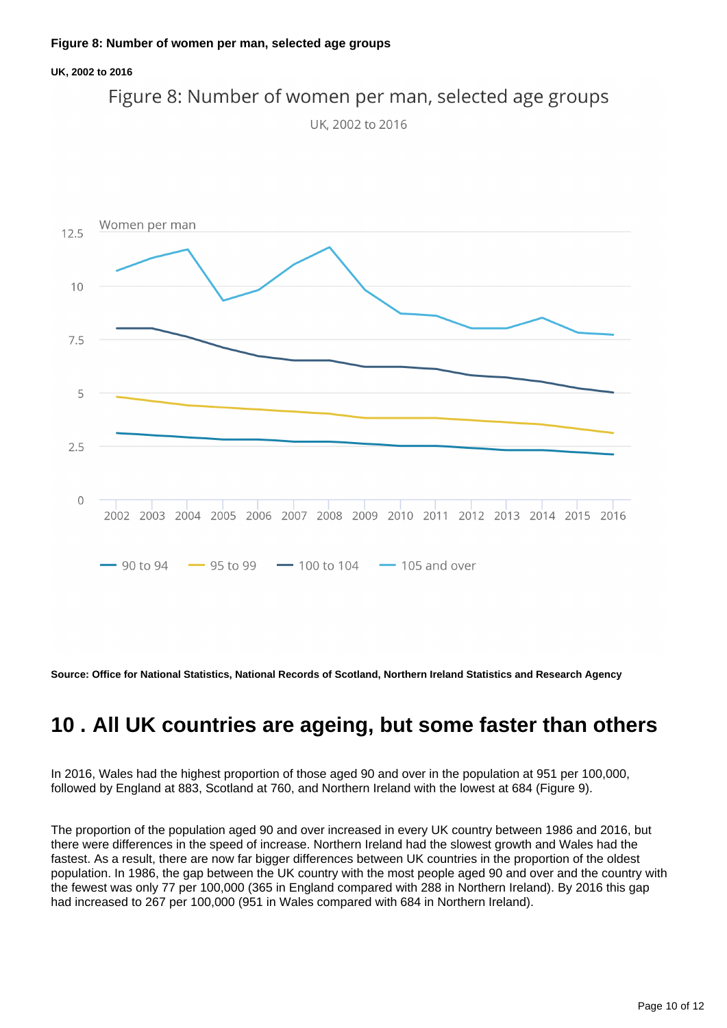**Figure 8: Number of women per man, selected age groups**

**UK, 2002 to 2016**

**Source: Office for National Statistics, National Records of Scotland, Northern Ireland Statistics and Research Agency**

# 10 . All UK countries are ageing, but some faster than others

In 2016, Wales had the highest proportion of those aged 90 and over in the population at 951 per 100,000, followed by England at 883, Scotland at 760, and Northern Ireland with the lowest at 684 (Figure 9).

The proportion of the population aged 90 and over increased in every UK country between 1986 and 2016, but there were differences in the speed of increase. Northern Ireland had the slowest growth and Wales had the fastest. As a result, there are now far bigger differences between UK countries in the proportion of the oldest population. In 1986, the gap between the UK country with the most people aged 90 and over and the country with the fewest was only 77 per 100,000 (365 in England compared with 288 in Northern Ireland). By 2016 this gap had increased to 267 per 100,000 (951 in Wales compared with 684 in Northern Ireland).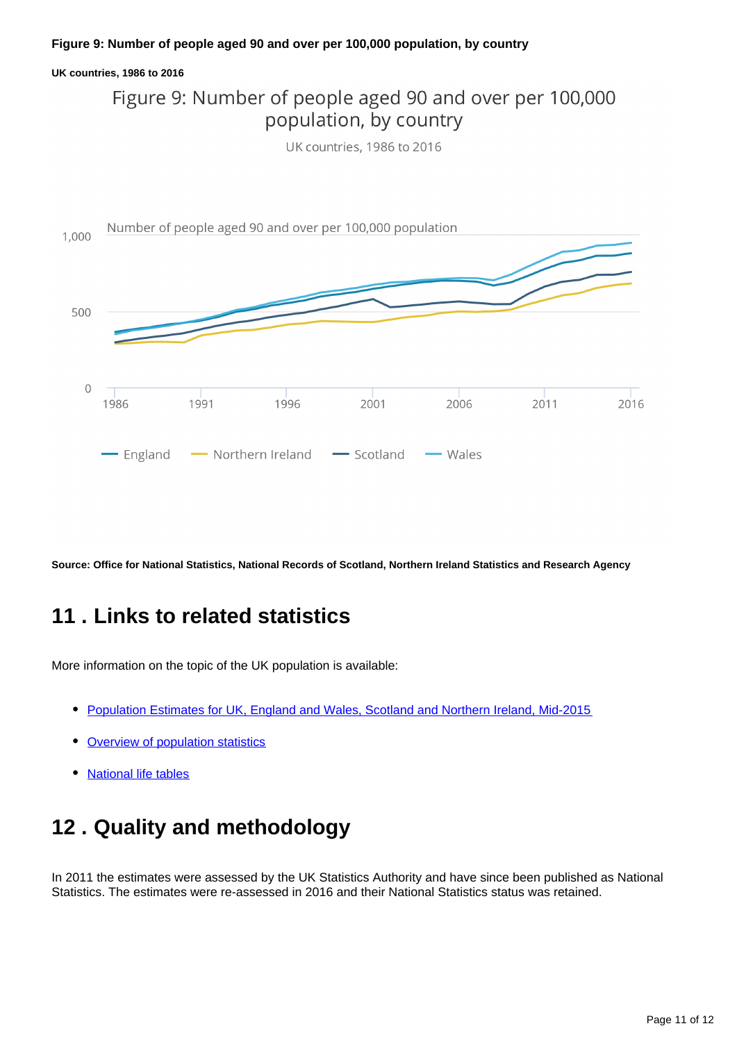**Figure 9: Number of people aged 90 and over per 100,000 population, by country**

**UK countries, 1986 to 2016**

Figure 9: Number of people aged 90 and over per 100,000 population, by country

UK countries, 1986 to 2016

Number of people aged 90 and over per 100,000 population

England | Northern Ireland | Scotland | Wales

**Source: Office for National Statistics, National Records of Scotland, Northern Ireland Statistics and Research Agency**

## 11 . Links to related statistics

More information on the topic of the UK population is available:

- Population Estimates for UK, England and Wales, Scotland and Northern Ireland, Mid-2015
- Overview of population statistics
- National life tables

## 12 . Quality and methodology

In 2011 the estimates were assessed by the UK Statistics Authority and have since been published as National Statistics. The estimates were re-assessed in 2016 and their National Statistics status was retained.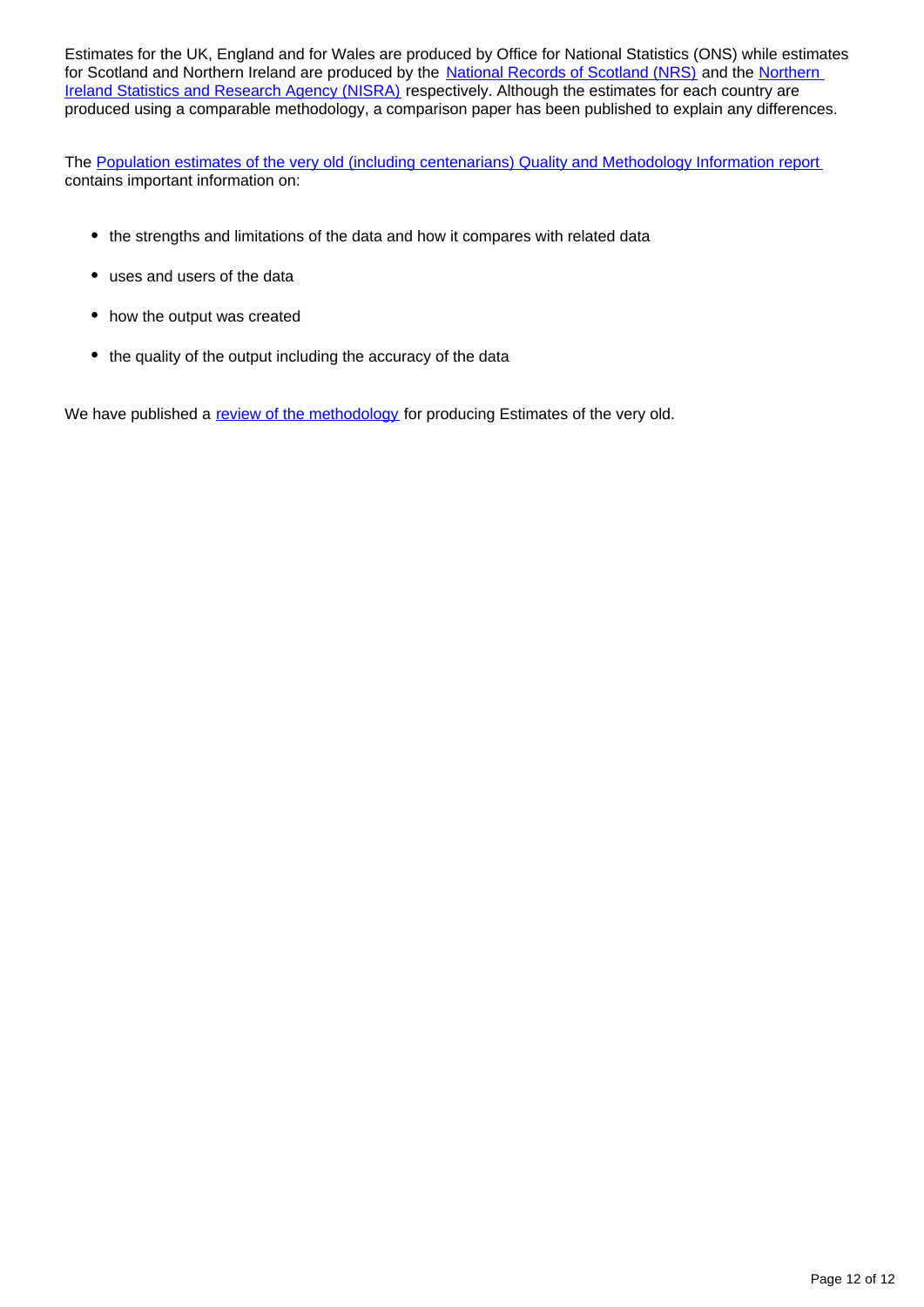Estimates for the UK, England and for Wales are produced by Office for National Statistics (ONS) while estimates for Scotland and Northern Ireland are produced by the [National Records of Scotland (NRS)]() and the [Northern Ireland Statistics and Research Agency (NISRA)]() respectively. Although the estimates for each country are produced using a comparable methodology, a comparison paper has been published to explain any differences.

The [Population estimates of the very old (including centenarians) Quality and Methodology Information report]() contains important information on:

- the strengths and limitations of the data and how it compares with related data
- uses and users of the data
- how the output was created
- the quality of the output including the accuracy of the data

We have published a [review of the methodology]() for producing Estimates of the very old.